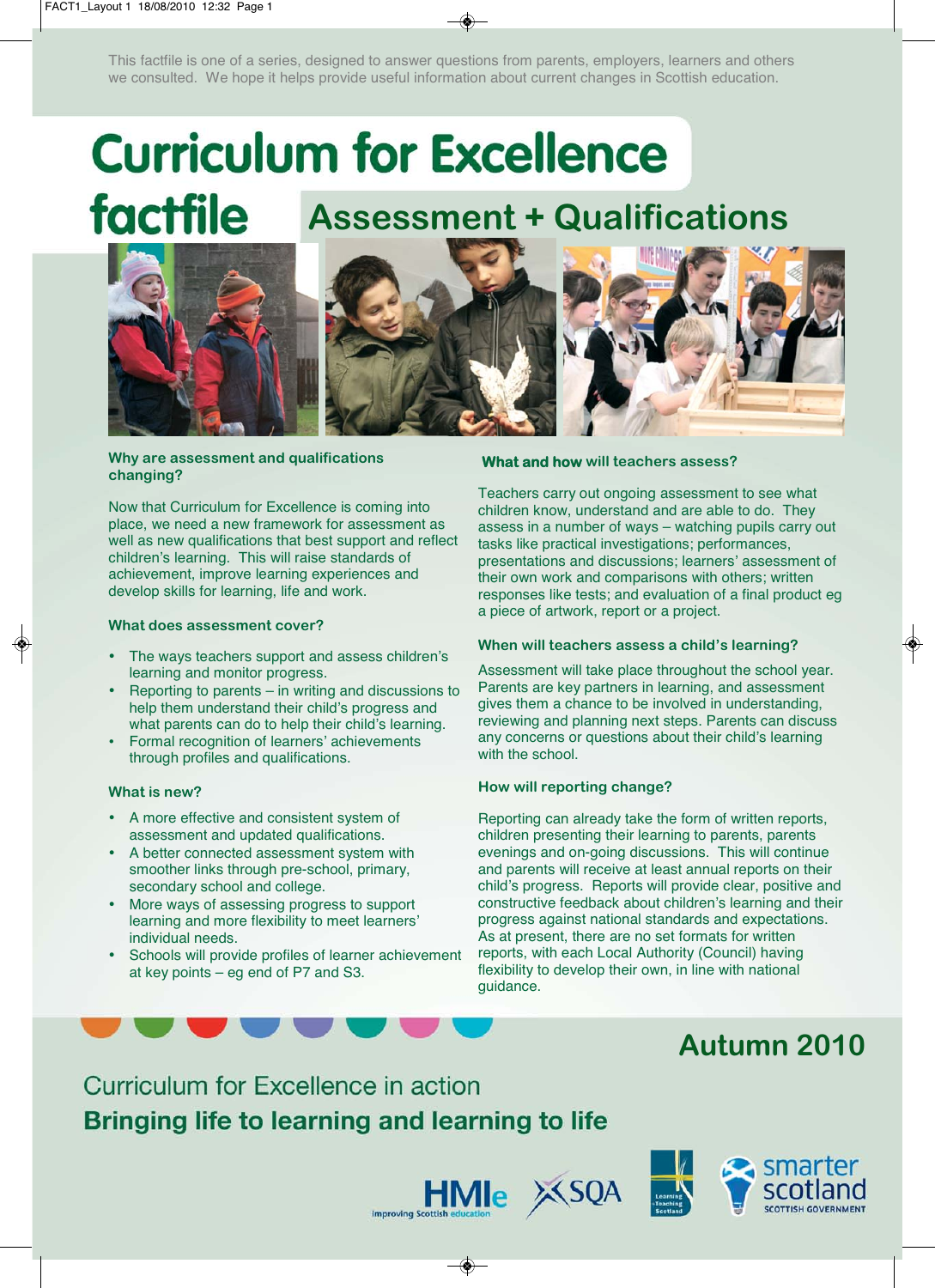This factfile is one of a series, designed to answer questions from parents, employers, learners and others we consulted. We hope it helps provide useful information about current changes in Scottish education.

# Curriculum for Excellence factfile

## Assessment + Qualifications

### Why are assessment and qualifications changing?

Now that Curriculum for Excellence is coming into place, we need a new framework for assessment as well as new qualifications that best support and reflect children's learning. This will raise standards of achievement, improve learning experiences and develop skills for learning, life and work.

### What does assessment cover?

- The ways teachers support and assess children's learning and monitor progress.
- Reporting to parents – in writing and discussions to help them understand their child's progress and what parents can do to help their child's learning.
- Formal recognition of learners' achievements through profiles and qualifications.

### What is new?

- A more effective and consistent system of assessment and updated qualifications.
- A better connected assessment system with smoother links through pre-school, primary, secondary school and college.
- More ways of assessing progress to support learning and more flexibility to meet learners' individual needs.
- Schools will provide profiles of learner achievement at key points – eg end of P7 and S3.

### What and how will teachers assess?

Teachers carry out ongoing assessment to see what children know, understand and are able to do. They assess in a number of ways – watching pupils carry out tasks like practical investigations; performances, presentations and discussions; learners' assessment of their own work and comparisons with others; written responses like tests; and evaluation of a final product eg a piece of artwork, report or a project.

### When will teachers assess a child's learning?

Assessment will take place throughout the school year. Parents are key partners in learning, and assessment gives them a chance to be involved in understanding, reviewing and planning next steps. Parents can discuss any concerns or questions about their child's learning with the school.

### How will reporting change?

Reporting can already take the form of written reports, children presenting their learning to parents, parents evenings and on-going discussions. This will continue and parents will receive at least annual reports on their child's progress. Reports will provide clear, positive and constructive feedback about children's learning and their progress against national standards and expectations. As at present, there are no set formats for written reports, with each Local Authority (Council) having flexibility to develop their own, in line with national guidance.

**Autumn 2010**

Curriculum for Excellence in action

**Bringing life to learning and learning to life**

HMIe – Improving Scottish education | SQA | Learning and Teaching Scotland | smarter scotland – Scottish Government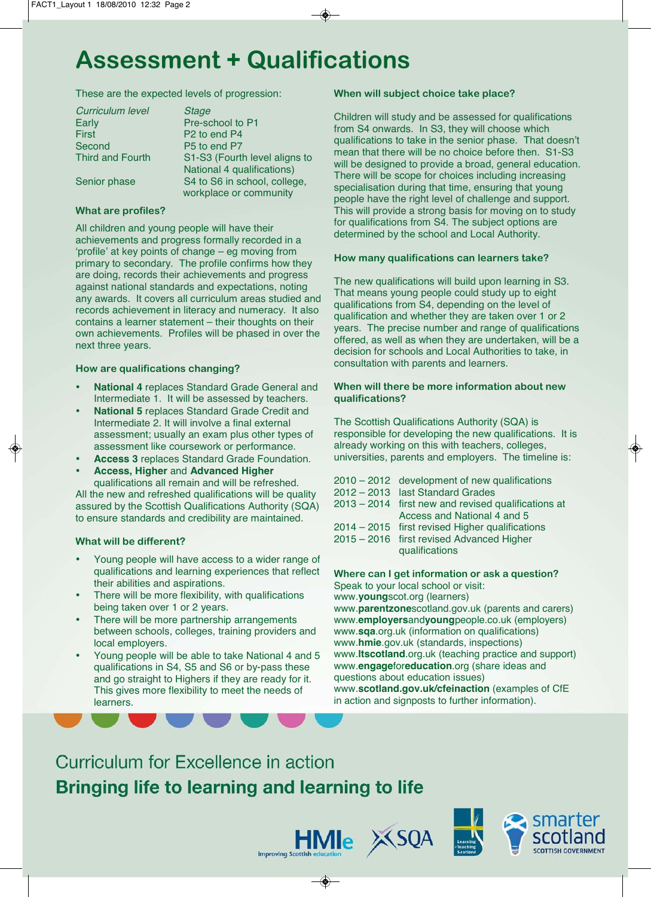# Assessment + Qualifications

These are the expected levels of progression:

| *Curriculum level* | *Stage* |
|---|---|
| Early | Pre-school to P1 |
| First | P2 to end P4 |
| Second | P5 to end P7 |
| Third and Fourth | S1-S3 (Fourth level aligns to National 4 qualifications) |
| Senior phase | S4 to S6 in school, college, workplace or community |

### What are profiles?

All children and young people will have their achievements and progress formally recorded in a 'profile' at key points of change – eg moving from primary to secondary. The profile confirms how they are doing, records their achievements and progress against national standards and expectations, noting any awards. It covers all curriculum areas studied and records achievement in literacy and numeracy. It also contains a learner statement – their thoughts on their own achievements. Profiles will be phased in over the next three years.

### How are qualifications changing?

- **National 4** replaces Standard Grade General and Intermediate 1. It will be assessed by teachers.
- **National 5** replaces Standard Grade Credit and Intermediate 2. It will involve a final external assessment; usually an exam plus other types of assessment like coursework or performance.
- **Access 3** replaces Standard Grade Foundation.
- **Access, Higher** and **Advanced Higher** qualifications all remain and will be refreshed.

All the new and refreshed qualifications will be quality assured by the Scottish Qualifications Authority (SQA) to ensure standards and credibility are maintained.

### What will be different?

- Young people will have access to a wider range of qualifications and learning experiences that reflect their abilities and aspirations.
- There will be more flexibility, with qualifications being taken over 1 or 2 years.
- There will be more partnership arrangements between schools, colleges, training providers and local employers.
- Young people will be able to take National 4 and 5 qualifications in S4, S5 and S6 or by-pass these and go straight to Highers if they are ready for it. This gives more flexibility to meet the needs of learners.

### When will subject choice take place?

Children will study and be assessed for qualifications from S4 onwards. In S3, they will choose which qualifications to take in the senior phase. That doesn't mean that there will be no choice before then. S1-S3 will be designed to provide a broad, general education. There will be scope for choices including increasing specialisation during that time, ensuring that young people have the right level of challenge and support. This will provide a strong basis for moving on to study for qualifications from S4. The subject options are determined by the school and Local Authority.

### How many qualifications can learners take?

The new qualifications will build upon learning in S3. That means young people could study up to eight qualifications from S4, depending on the level of qualification and whether they are taken over 1 or 2 years. The precise number and range of qualifications offered, as well as when they are undertaken, will be a decision for schools and Local Authorities to take, in consultation with parents and learners.

### When will there be more information about new qualifications?

The Scottish Qualifications Authority (SQA) is responsible for developing the new qualifications. It is already working on this with teachers, colleges, universities, parents and employers. The timeline is:

| | |
|---|---|
| 2010 – 2012 | development of new qualifications |
| 2012 – 2013 | last Standard Grades |
| 2013 – 2014 | first new and revised qualifications at Access and National 4 and 5 |
| 2014 – 2015 | first revised Higher qualifications |
| 2015 – 2016 | first revised Advanced Higher qualifications |

### Where can I get information or ask a question?

Speak to your local school or visit:
www.**young**scot.org (learners)
www.**parentzone**scotland.gov.uk (parents and carers)
www.**employers**and**young**people.co.uk (employers)
www.**sqa**.org.uk (information on qualifications)
www.**hmie**.gov.uk (standards, inspections)
www.**ltscotland**.org.uk (teaching practice and support)
www.**engage**for**education**.org (share ideas and questions about education issues)
www.**scotland.gov.uk/cfeinaction** (examples of CfE in action and signposts to further information).

## Curriculum for Excellence in action

## **Bringing life to learning and learning to life**

HMIe Improving Scottish education · SQA · Learning and Teaching Scotland · smarter scotland SCOTTISH GOVERNMENT